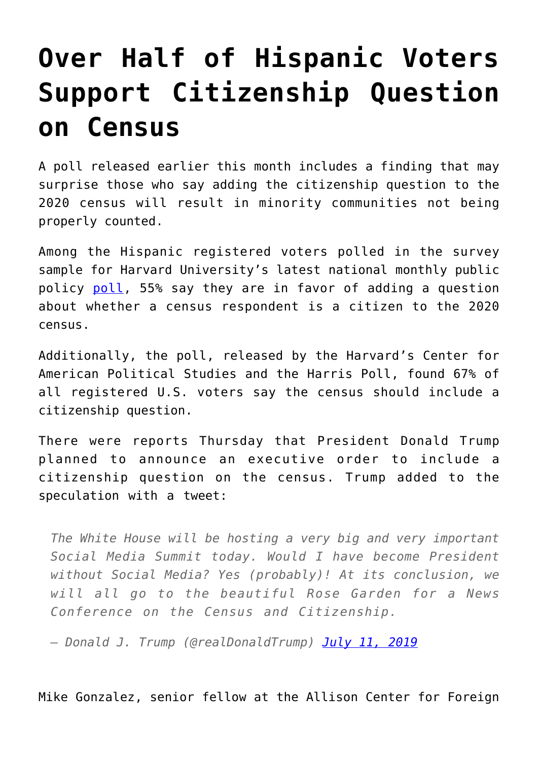# Over Half of Hispanic Voters Support Citizenship Question on Census

A poll released earlier this month includes a finding that may surprise those who say adding the citizenship question to the 2020 census will result in minority communities not being properly counted.

Among the Hispanic registered voters polled in the survey sample for Harvard University's latest national monthly public policy [poll](), 55% say they are in favor of adding a question about whether a census respondent is a citizen to the 2020 census.

Additionally, the poll, released by the Harvard's Center for American Political Studies and the Harris Poll, found 67% of all registered U.S. voters say the census should include a citizenship question.

There were reports Thursday that President Donald Trump planned to announce an executive order to include a citizenship question on the census. Trump added to the speculation with a tweet:

> *The White House will be hosting a very big and very important Social Media Summit today. Would I have become President without Social Media? Yes (probably)! At its conclusion, we will all go to the beautiful Rose Garden for a News Conference on the Census and Citizenship.*
>
> *— Donald J. Trump (@realDonaldTrump) [July 11, 2019]()*

Mike Gonzalez, senior fellow at the Allison Center for Foreign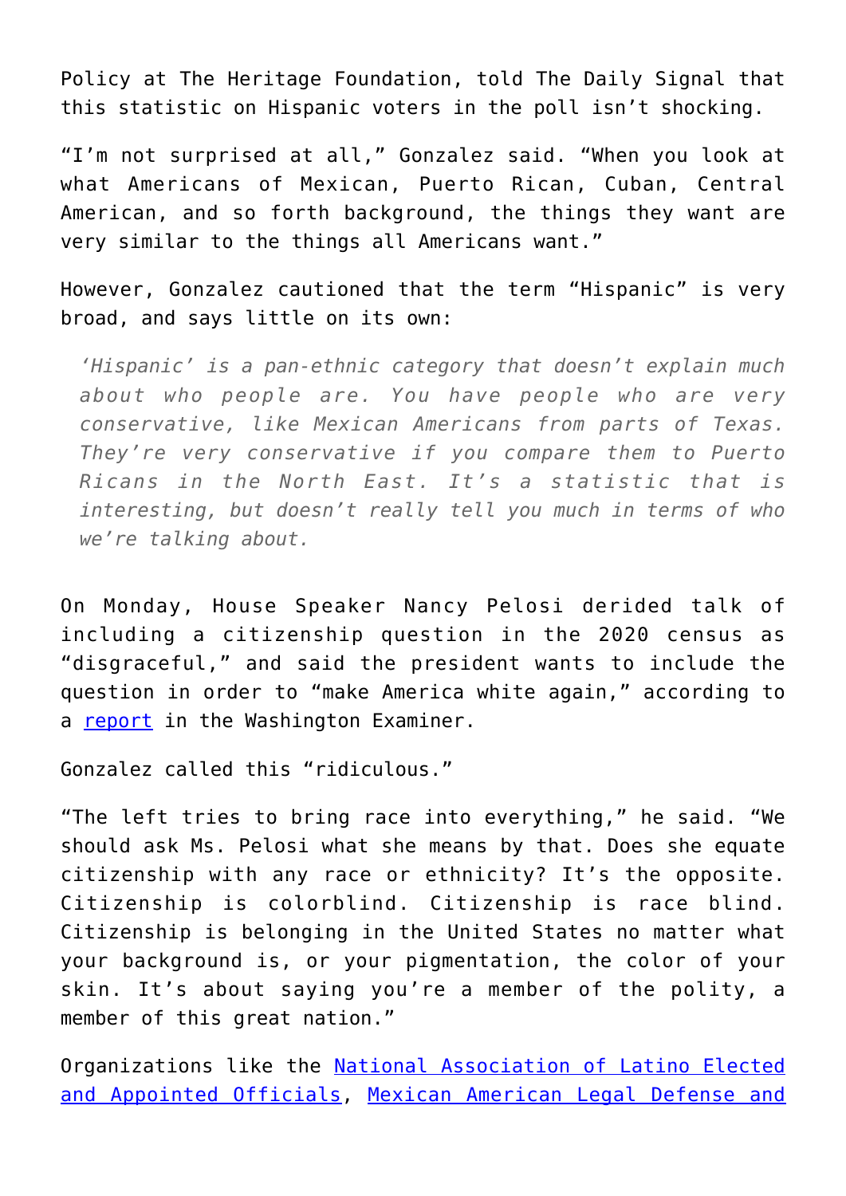Policy at The Heritage Foundation, told The Daily Signal that this statistic on Hispanic voters in the poll isn't shocking.

"I'm not surprised at all," Gonzalez said. "When you look at what Americans of Mexican, Puerto Rican, Cuban, Central American, and so forth background, the things they want are very similar to the things all Americans want."

However, Gonzalez cautioned that the term "Hispanic" is very broad, and says little on its own:

> *'Hispanic' is a pan-ethnic category that doesn't explain much about who people are. You have people who are very conservative, like Mexican Americans from parts of Texas. They're very conservative if you compare them to Puerto Ricans in the North East. It's a statistic that is interesting, but doesn't really tell you much in terms of who we're talking about.*

On Monday, House Speaker Nancy Pelosi derided talk of including a citizenship question in the 2020 census as "disgraceful," and said the president wants to include the question in order to "make America white again," according to a [report](#) in the Washington Examiner.

Gonzalez called this "ridiculous."

"The left tries to bring race into everything," he said. "We should ask Ms. Pelosi what she means by that. Does she equate citizenship with any race or ethnicity? It's the opposite. Citizenship is colorblind. Citizenship is race blind. Citizenship is belonging in the United States no matter what your background is, or your pigmentation, the color of your skin. It's about saying you're a member of the polity, a member of this great nation."

Organizations like the [National Association of Latino Elected and Appointed Officials](#), [Mexican American Legal Defense and](#)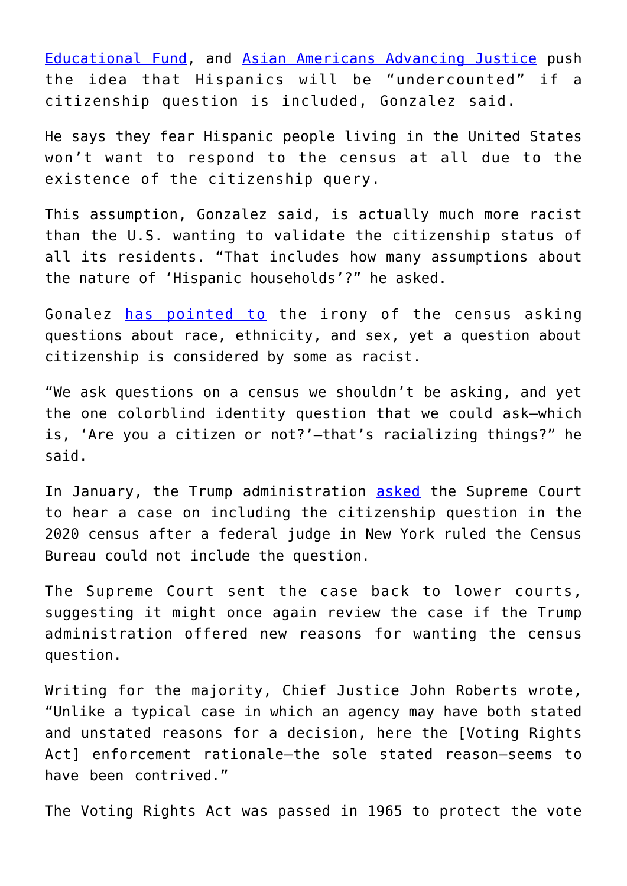Educational Fund, and Asian Americans Advancing Justice push the idea that Hispanics will be "undercounted" if a citizenship question is included, Gonzalez said.

He says they fear Hispanic people living in the United States won't want to respond to the census at all due to the existence of the citizenship query.

This assumption, Gonzalez said, is actually much more racist than the U.S. wanting to validate the citizenship status of all its residents. "That includes how many assumptions about the nature of 'Hispanic households'?" he asked.

Gonalez has pointed to the irony of the census asking questions about race, ethnicity, and sex, yet a question about citizenship is considered by some as racist.

"We ask questions on a census we shouldn't be asking, and yet the one colorblind identity question that we could ask—which is, 'Are you a citizen or not?'—that's racializing things?" he said.

In January, the Trump administration asked the Supreme Court to hear a case on including the citizenship question in the 2020 census after a federal judge in New York ruled the Census Bureau could not include the question.

The Supreme Court sent the case back to lower courts, suggesting it might once again review the case if the Trump administration offered new reasons for wanting the census question.

Writing for the majority, Chief Justice John Roberts wrote, "Unlike a typical case in which an agency may have both stated and unstated reasons for a decision, here the [Voting Rights Act] enforcement rationale—the sole stated reason—seems to have been contrived."

The Voting Rights Act was passed in 1965 to protect the vote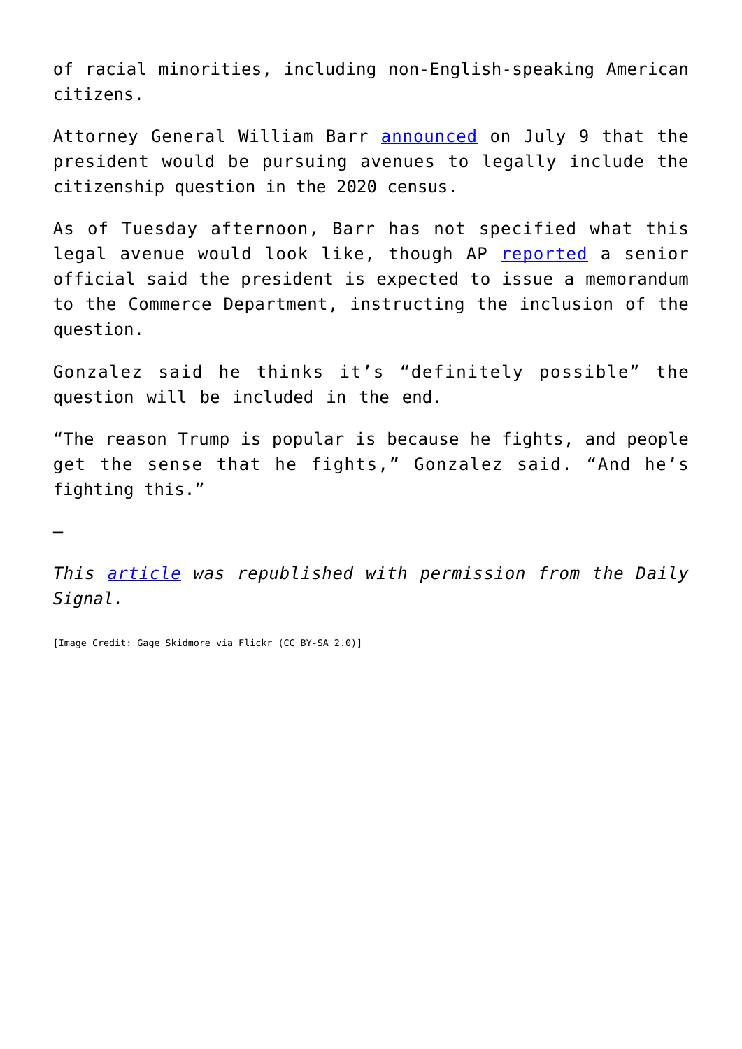of racial minorities, including non-English-speaking American citizens.

Attorney General William Barr announced on July 9 that the president would be pursuing avenues to legally include the citizenship question in the 2020 census.

As of Tuesday afternoon, Barr has not specified what this legal avenue would look like, though AP reported a senior official said the president is expected to issue a memorandum to the Commerce Department, instructing the inclusion of the question.

Gonzalez said he thinks it's "definitely possible" the question will be included in the end.

"The reason Trump is popular is because he fights, and people get the sense that he fights," Gonzalez said. "And he's fighting this."

—

*This article was republished with permission from the Daily Signal.*

[Image Credit: Gage Skidmore via Flickr (CC BY-SA 2.0)]